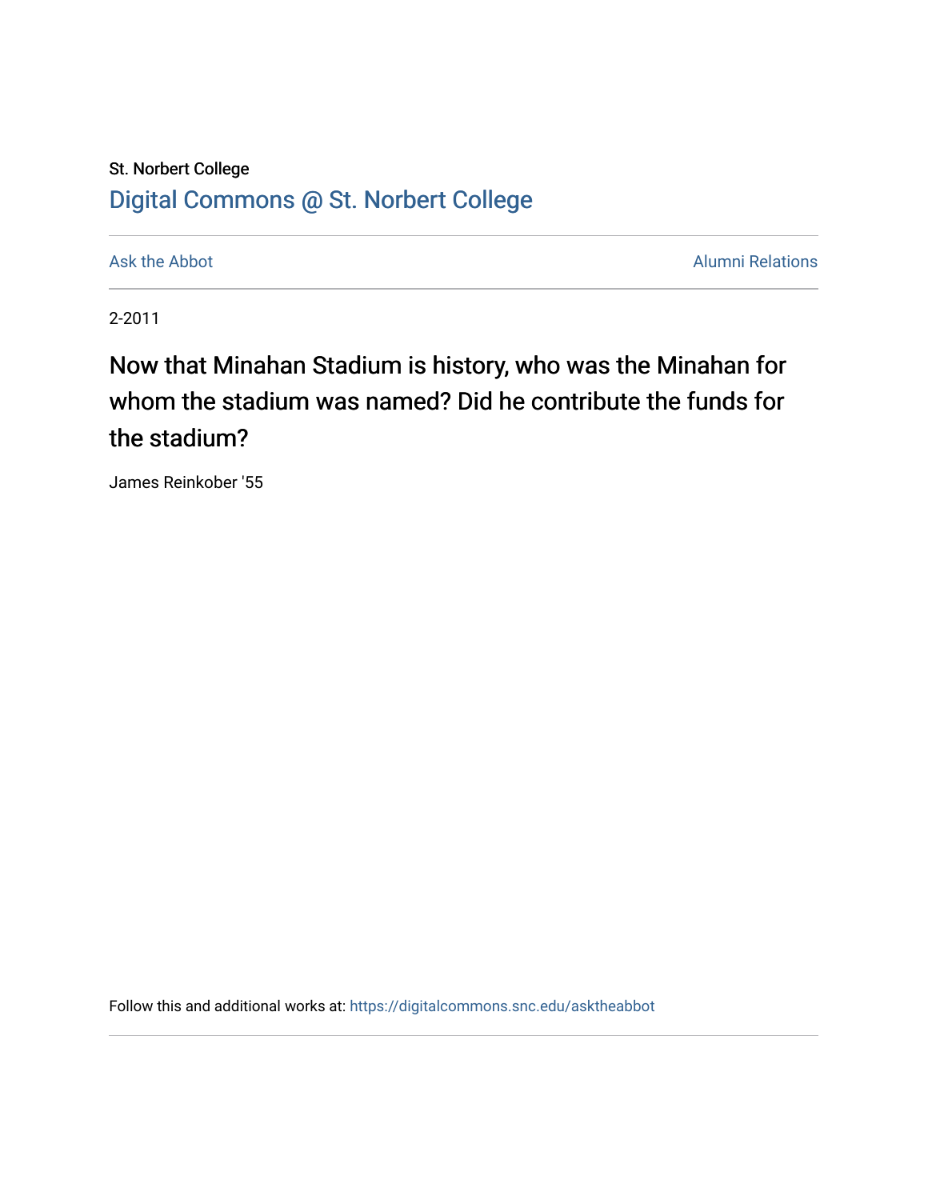St. Norbert College

Digital Commons @ St. Norbert College

Ask the Abbot

Alumni Relations

2-2011

# Now that Minahan Stadium is history, who was the Minahan for whom the stadium was named? Did he contribute the funds for the stadium?

James Reinkober '55

Follow this and additional works at: https://digitalcommons.snc.edu/asktheabbot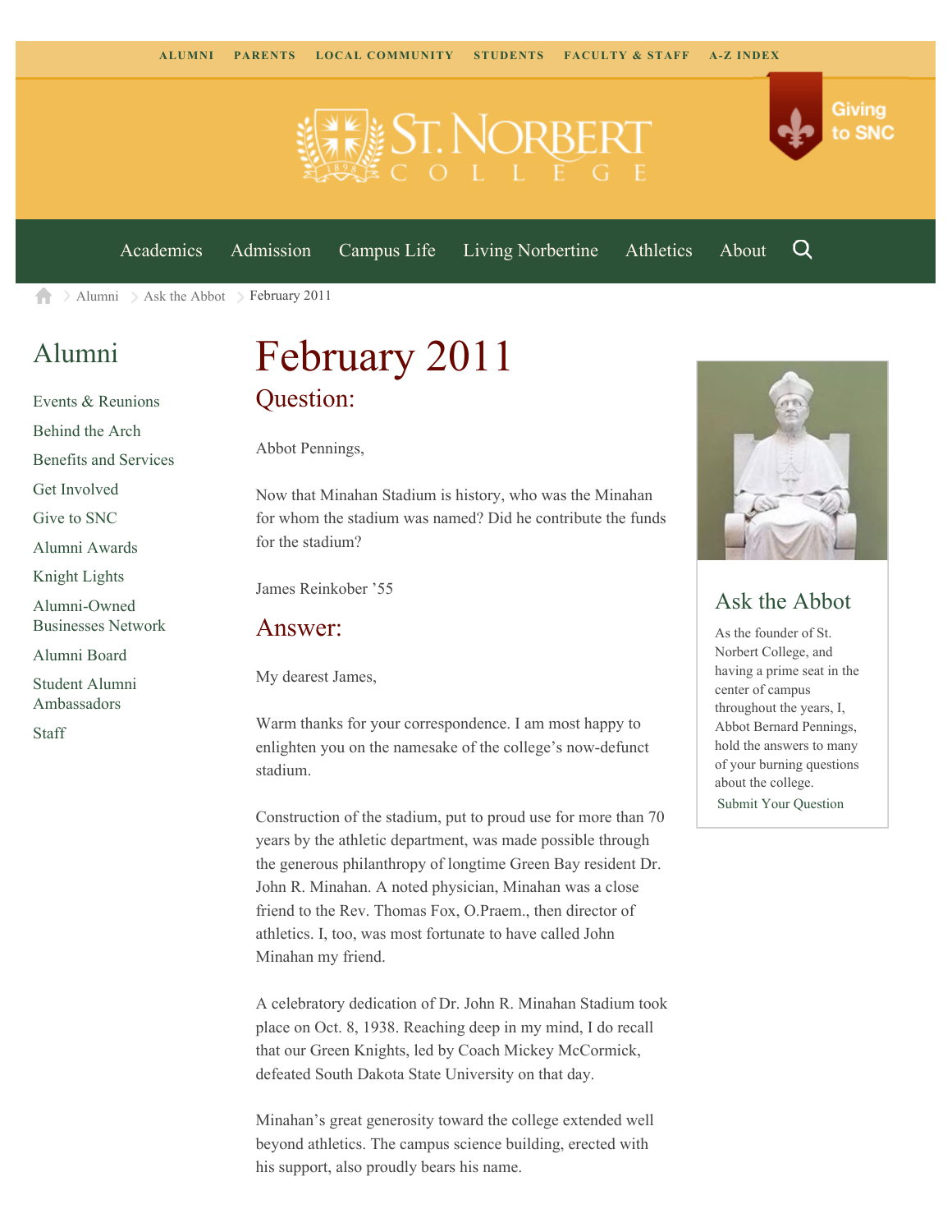ALUMNI PARENTS LOCAL COMMUNITY STUDENTS FACULTY & STAFF A-Z INDEX

Giving to SNC

Academics Admission Campus Life Living Norbertine Athletics About

Alumni > Ask the Abbot > February 2011

## Alumni

- Events & Reunions
- Behind the Arch
- Benefits and Services
- Get Involved
- Give to SNC
- Alumni Awards
- Knight Lights
- Alumni-Owned Businesses Network
- Alumni Board
- Student Alumni Ambassadors
- Staff

# February 2011

## Question:

Abbot Pennings,

Now that Minahan Stadium is history, who was the Minahan for whom the stadium was named? Did he contribute the funds for the stadium?

James Reinkober '55

## Answer:

My dearest James,

Warm thanks for your correspondence. I am most happy to enlighten you on the namesake of the college's now-defunct stadium.

Construction of the stadium, put to proud use for more than 70 years by the athletic department, was made possible through the generous philanthropy of longtime Green Bay resident Dr. John R. Minahan. A noted physician, Minahan was a close friend to the Rev. Thomas Fox, O.Praem., then director of athletics. I, too, was most fortunate to have called John Minahan my friend.

A celebratory dedication of Dr. John R. Minahan Stadium took place on Oct. 8, 1938. Reaching deep in my mind, I do recall that our Green Knights, led by Coach Mickey McCormick, defeated South Dakota State University on that day.

Minahan's great generosity toward the college extended well beyond athletics. The campus science building, erected with his support, also proudly bears his name.

## Ask the Abbot

As the founder of St. Norbert College, and having a prime seat in the center of campus throughout the years, I, Abbot Bernard Pennings, hold the answers to many of your burning questions about the college.

Submit Your Question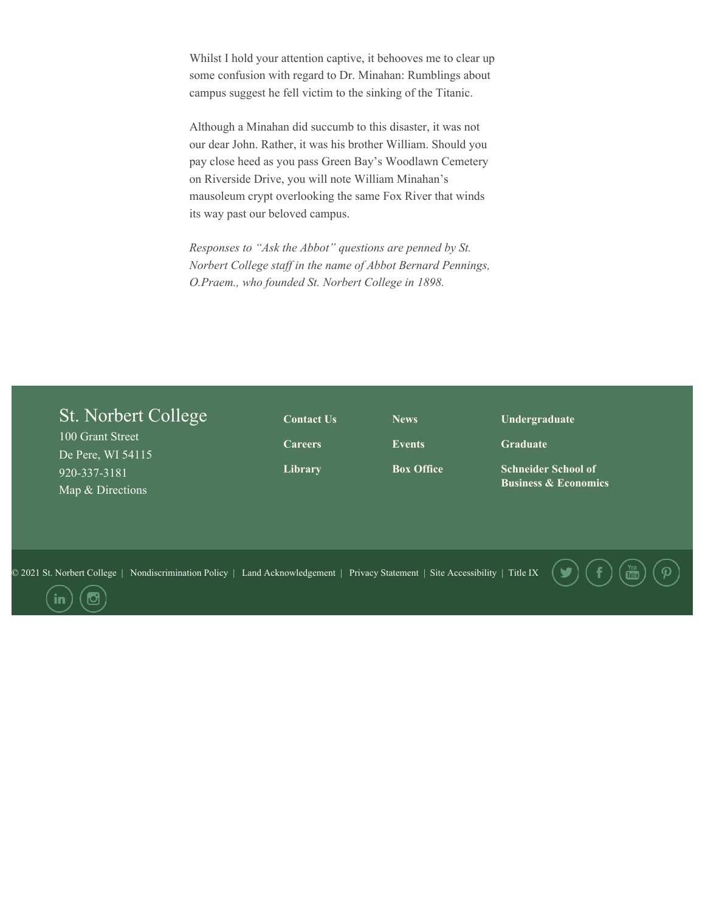Whilst I hold your attention captive, it behooves me to clear up some confusion with regard to Dr. Minahan: Rumblings about campus suggest he fell victim to the sinking of the Titanic.

Although a Minahan did succumb to this disaster, it was not our dear John. Rather, it was his brother William. Should you pay close heed as you pass Green Bay's Woodlawn Cemetery on Riverside Drive, you will note William Minahan's mausoleum crypt overlooking the same Fox River that winds its way past our beloved campus.

*Responses to "Ask the Abbot" questions are penned by St. Norbert College staff in the name of Abbot Bernard Pennings, O.Praem., who founded St. Norbert College in 1898.*

St. Norbert College
100 Grant Street
De Pere, WI 54115
920-337-3181
Map & Directions

**Contact Us**
**Careers**
**Library**
**News**
**Events**
**Box Office**
**Undergraduate**
**Graduate**
**Schneider School of Business & Economics**

© 2021 St. Norbert College | Nondiscrimination Policy | Land Acknowledgement | Privacy Statement | Site Accessibility | Title IX